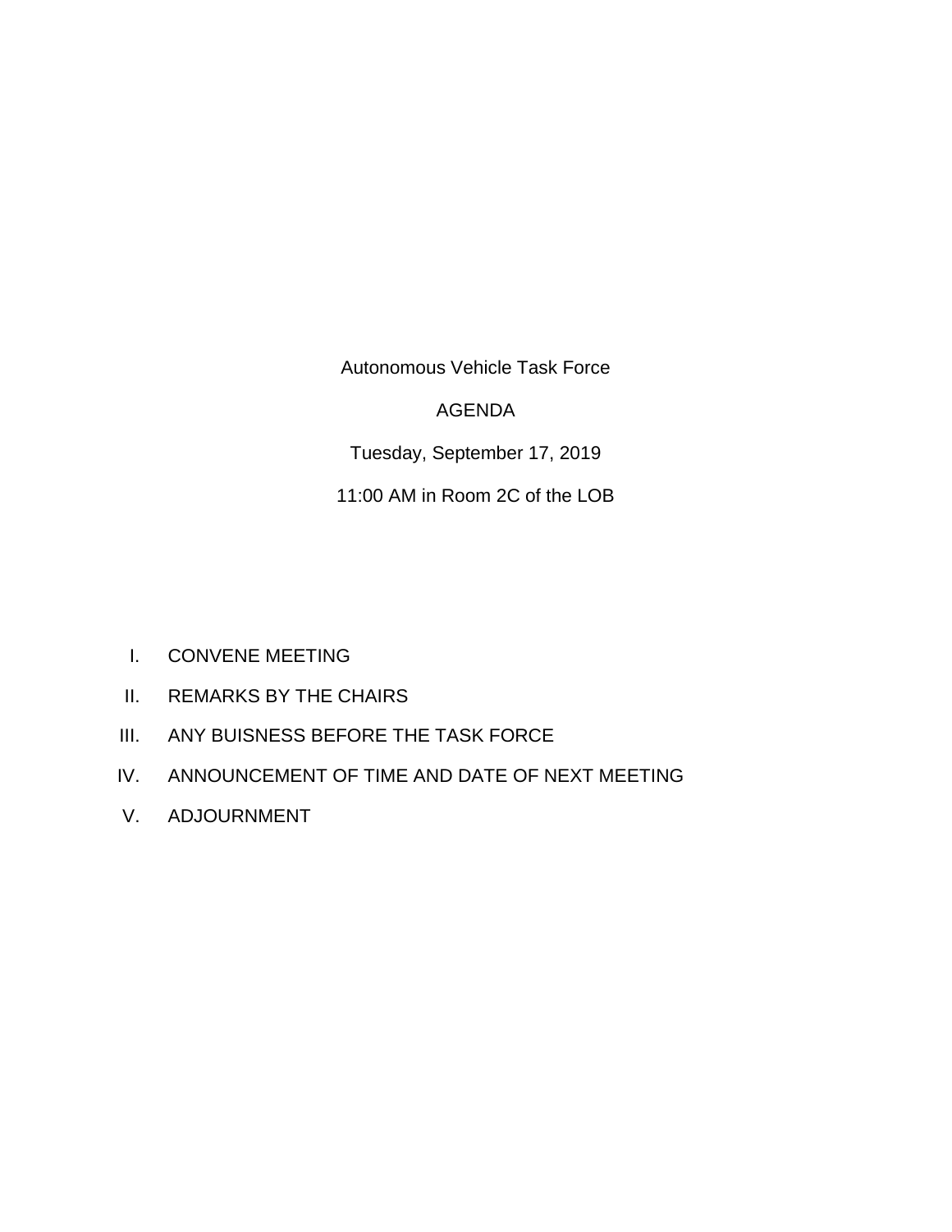Autonomous Vehicle Task Force

AGENDA

Tuesday, September 17, 2019

11:00 AM in Room 2C of the LOB

I. CONVENE MEETING

II. REMARKS BY THE CHAIRS

III. ANY BUISNESS BEFORE THE TASK FORCE

IV. ANNOUNCEMENT OF TIME AND DATE OF NEXT MEETING

V. ADJOURNMENT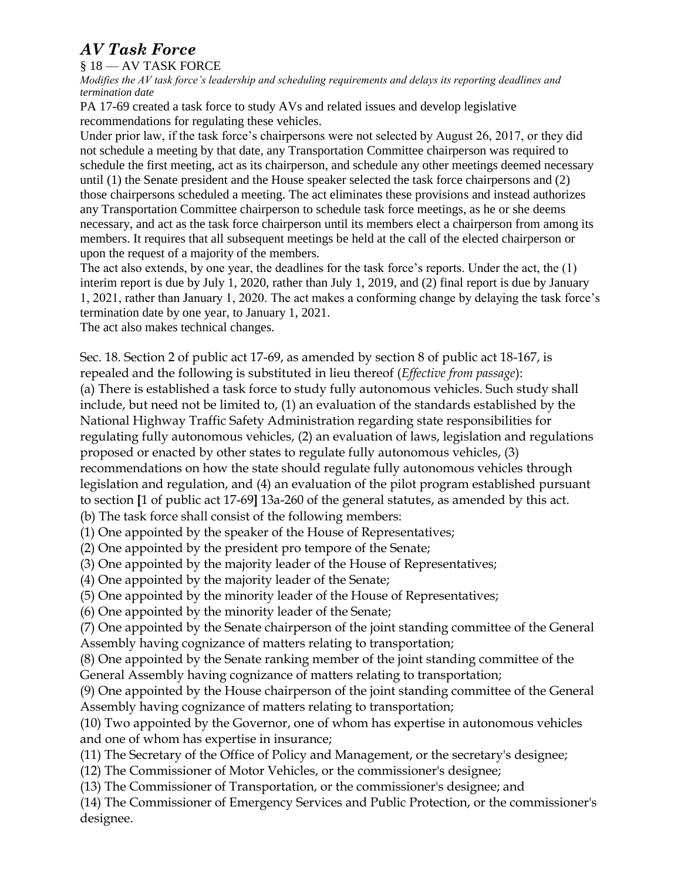# *AV Task Force*

§ 18 — AV TASK FORCE

*Modifies the AV task force's leadership and scheduling requirements and delays its reporting deadlines and termination date*

PA 17-69 created a task force to study AVs and related issues and develop legislative recommendations for regulating these vehicles.

Under prior law, if the task force's chairpersons were not selected by August 26, 2017, or they did not schedule a meeting by that date, any Transportation Committee chairperson was required to schedule the first meeting, act as its chairperson, and schedule any other meetings deemed necessary until (1) the Senate president and the House speaker selected the task force chairpersons and (2) those chairpersons scheduled a meeting. The act eliminates these provisions and instead authorizes any Transportation Committee chairperson to schedule task force meetings, as he or she deems necessary, and act as the task force chairperson until its members elect a chairperson from among its members. It requires that all subsequent meetings be held at the call of the elected chairperson or upon the request of a majority of the members.

The act also extends, by one year, the deadlines for the task force's reports. Under the act, the (1) interim report is due by July 1, 2020, rather than July 1, 2019, and (2) final report is due by January 1, 2021, rather than January 1, 2020. The act makes a conforming change by delaying the task force's termination date by one year, to January 1, 2021.

The act also makes technical changes.

Sec. 18. Section 2 of public act 17-69, as amended by section 8 of public act 18-167, is repealed and the following is substituted in lieu thereof (*Effective from passage*):

(a) There is established a task force to study fully autonomous vehicles. Such study shall include, but need not be limited to, (1) an evaluation of the standards established by the National Highway Traffic Safety Administration regarding state responsibilities for regulating fully autonomous vehicles, (2) an evaluation of laws, legislation and regulations proposed or enacted by other states to regulate fully autonomous vehicles, (3) recommendations on how the state should regulate fully autonomous vehicles through legislation and regulation, and (4) an evaluation of the pilot program established pursuant to section **[**1 of public act 17-69**]** 13a-260 of the general statutes, as amended by this act.

(b) The task force shall consist of the following members:

(1) One appointed by the speaker of the House of Representatives;

(2) One appointed by the president pro tempore of the Senate;

(3) One appointed by the majority leader of the House of Representatives;

(4) One appointed by the majority leader of the Senate;

(5) One appointed by the minority leader of the House of Representatives;

(6) One appointed by the minority leader of the Senate;

(7) One appointed by the Senate chairperson of the joint standing committee of the General Assembly having cognizance of matters relating to transportation;

(8) One appointed by the Senate ranking member of the joint standing committee of the General Assembly having cognizance of matters relating to transportation;

(9) One appointed by the House chairperson of the joint standing committee of the General Assembly having cognizance of matters relating to transportation;

(10) Two appointed by the Governor, one of whom has expertise in autonomous vehicles and one of whom has expertise in insurance;

(11) The Secretary of the Office of Policy and Management, or the secretary's designee;

(12) The Commissioner of Motor Vehicles, or the commissioner's designee;

(13) The Commissioner of Transportation, or the commissioner's designee; and

(14) The Commissioner of Emergency Services and Public Protection, or the commissioner's designee.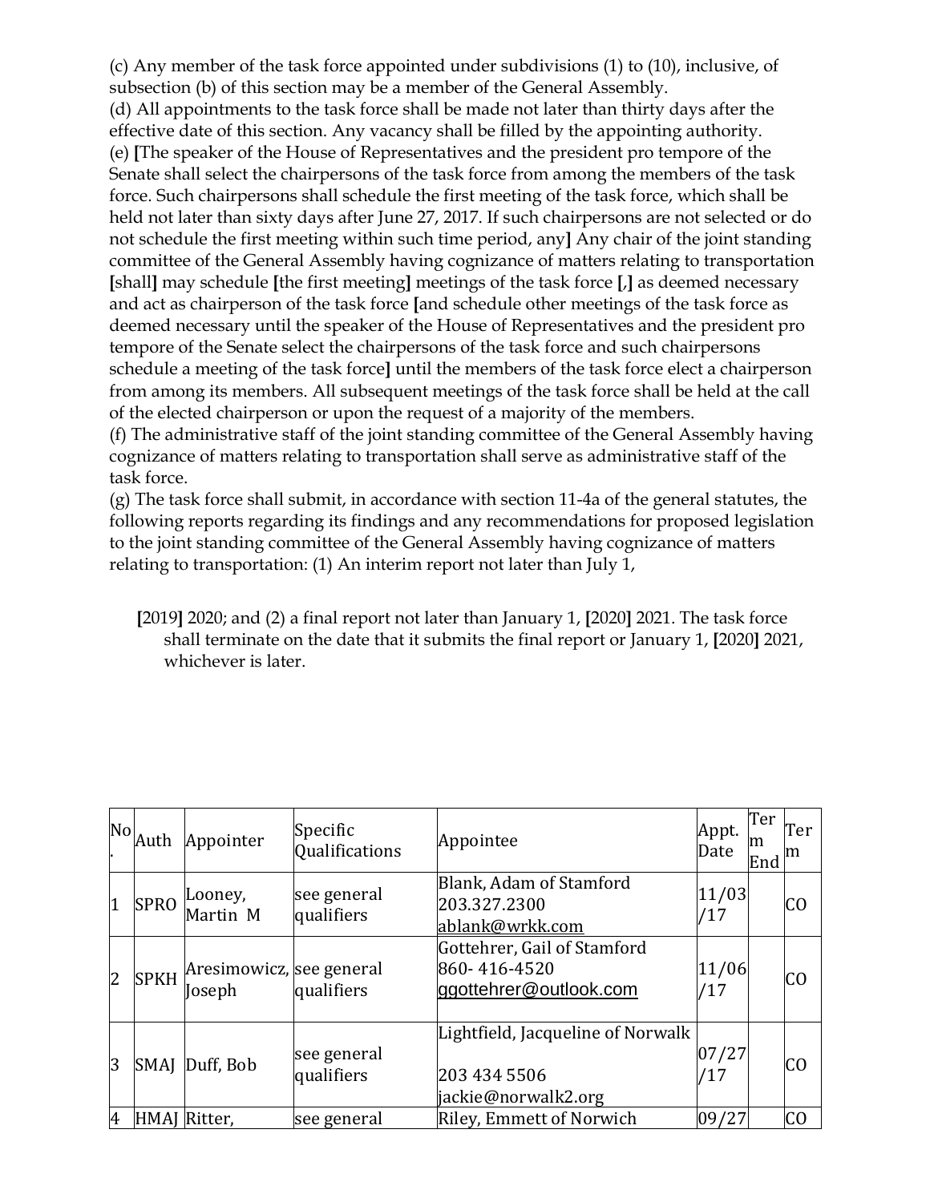(c) Any member of the task force appointed under subdivisions (1) to (10), inclusive, of subsection (b) of this section may be a member of the General Assembly.
(d) All appointments to the task force shall be made not later than thirty days after the effective date of this section. Any vacancy shall be filled by the appointing authority.
(e) [The speaker of the House of Representatives and the president pro tempore of the Senate shall select the chairpersons of the task force from among the members of the task force. Such chairpersons shall schedule the first meeting of the task force, which shall be held not later than sixty days after June 27, 2017. If such chairpersons are not selected or do not schedule the first meeting within such time period, any] Any chair of the joint standing committee of the General Assembly having cognizance of matters relating to transportation [shall] may schedule [the first meeting] meetings of the task force [,] as deemed necessary and act as chairperson of the task force [and schedule other meetings of the task force as deemed necessary until the speaker of the House of Representatives and the president pro tempore of the Senate select the chairpersons of the task force and such chairpersons schedule a meeting of the task force] until the members of the task force elect a chairperson from among its members. All subsequent meetings of the task force shall be held at the call of the elected chairperson or upon the request of a majority of the members.
(f) The administrative staff of the joint standing committee of the General Assembly having cognizance of matters relating to transportation shall serve as administrative staff of the task force.
(g) The task force shall submit, in accordance with section 11-4a of the general statutes, the following reports regarding its findings and any recommendations for proposed legislation to the joint standing committee of the General Assembly having cognizance of matters relating to transportation: (1) An interim report not later than July 1,

[2019] 2020; and (2) a final report not later than January 1, [2020] 2021. The task force shall terminate on the date that it submits the final report or January 1, [2020] 2021, whichever is later.

| No. | Auth | Appointer | Specific Qualifications | Appointee | Appt. Date | Term End | Term |
|---|---|---|---|---|---|---|---|
| 1 | SPRO | Looney, Martin M | see general qualifiers | Blank, Adam of Stamford 203.327.2300 ablank@wrkk.com | 11/03/17 | | CO |
| 2 | SPKH | Aresimowicz, Joseph | see general qualifiers | Gottehrer, Gail of Stamford 860- 416-4520 ggottehrer@outlook.com | 11/06/17 | | CO |
| 3 | SMAJ | Duff, Bob | see general qualifiers | Lightfield, Jacqueline of Norwalk 203 434 5506 jackie@norwalk2.org | 07/27/17 | | CO |
| 4 | HMAJ | Ritter, | see general | Riley, Emmett of Norwich | 09/27 | | CO |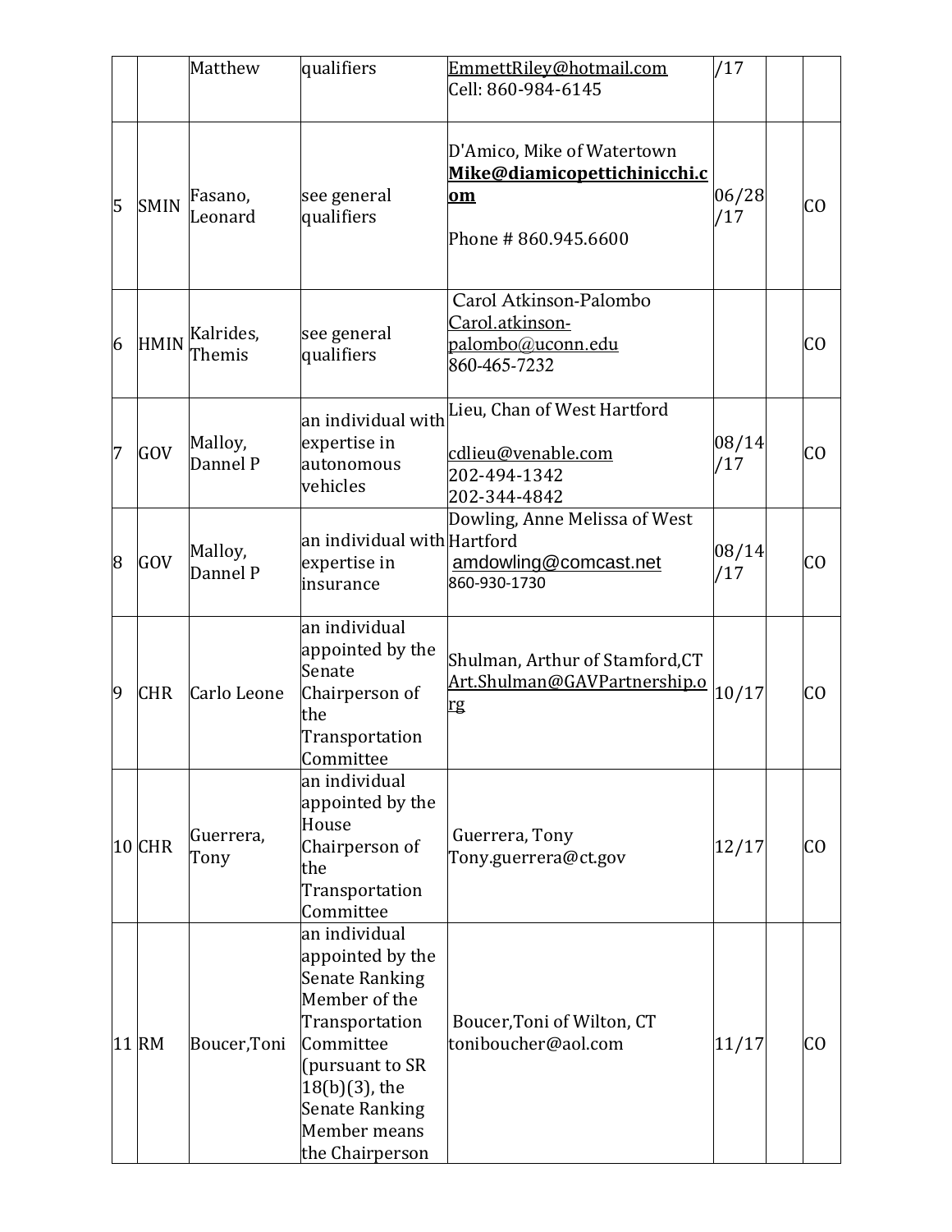| | | | | | | | |
|---|---|---|---|---|---|---|---|
| | | Matthew | qualifiers | EmmettRiley@hotmail.com<br>Cell: 860-984-6145 | /17 | | |
| 5 | SMIN | Fasano, Leonard | see general qualifiers | D'Amico, Mike of Watertown<br>**Mike@diamicopettichinicchi.com**<br><br>Phone # 860.945.6600 | 06/28/17 | | CO |
| 6 | HMIN | Kalrides, Themis | see general qualifiers | Carol Atkinson-Palombo<br>Carol.atkinson-palombo@uconn.edu<br>860-465-7232 | | | CO |
| 7 | GOV | Malloy, Dannel P | an individual with expertise in autonomous vehicles | Lieu, Chan of West Hartford<br><br>cdlieu@venable.com<br>202-494-1342<br>202-344-4842 | 08/14/17 | | CO |
| 8 | GOV | Malloy, Dannel P | an individual with expertise in insurance | Dowling, Anne Melissa of West Hartford<br>amdowling@comcast.net<br>860-930-1730 | 08/14/17 | | CO |
| 9 | CHR | Carlo Leone | an individual appointed by the Senate Chairperson of the Transportation Committee | Shulman, Arthur of Stamford,CT<br>Art.Shulman@GAVPartnership.org | 10/17 | | CO |
| 10 | CHR | Guerrera, Tony | an individual appointed by the House Chairperson of the Transportation Committee | Guerrera, Tony<br>Tony.guerrera@ct.gov | 12/17 | | CO |
| 11 | RM | Boucer,Toni | an individual appointed by the Senate Ranking Member of the Transportation Committee (pursuant to SR 18(b)(3), the Senate Ranking Member means the Chairperson | Boucer,Toni of Wilton, CT<br>toniboucher@aol.com | 11/17 | | CO |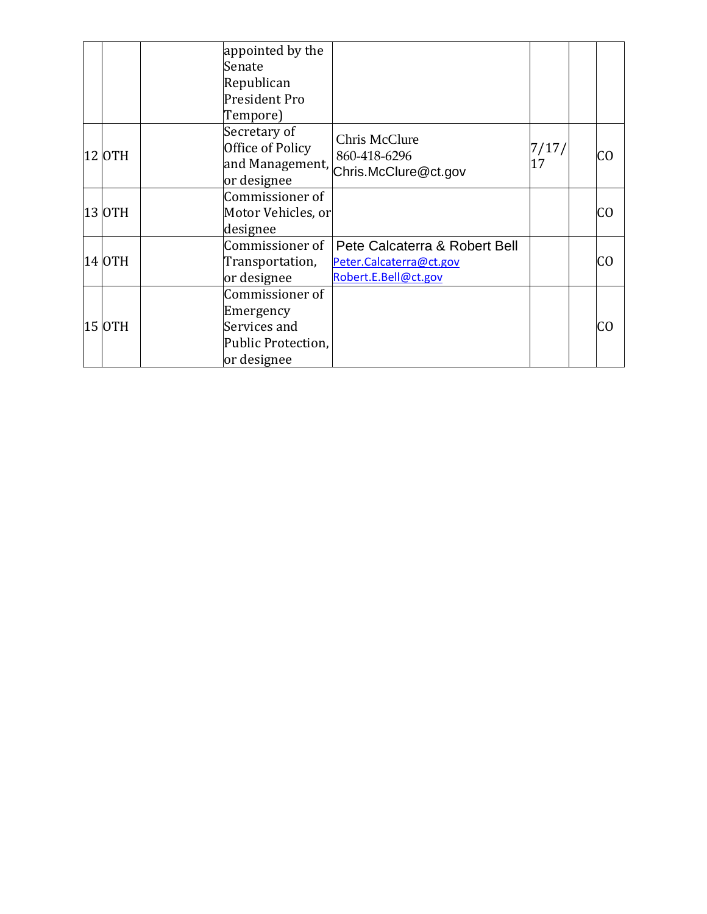| | | | | | | | |
|---|---|---|---|---|---|---|---|
| | | | appointed by the Senate Republican President Pro Tempore) | | | | |
| 12 | OTH | | Secretary of Office of Policy and Management, or designee | Chris McClure 860-418-6296 Chris.McClure@ct.gov | 7/17/17 | | CO |
| 13 | OTH | | Commissioner of Motor Vehicles, or designee | | | | CO |
| 14 | OTH | | Commissioner of Transportation, or designee | Pete Calcaterra & Robert Bell Peter.Calcaterra@ct.gov Robert.E.Bell@ct.gov | | | CO |
| 15 | OTH | | Commissioner of Emergency Services and Public Protection, or designee | | | | CO |